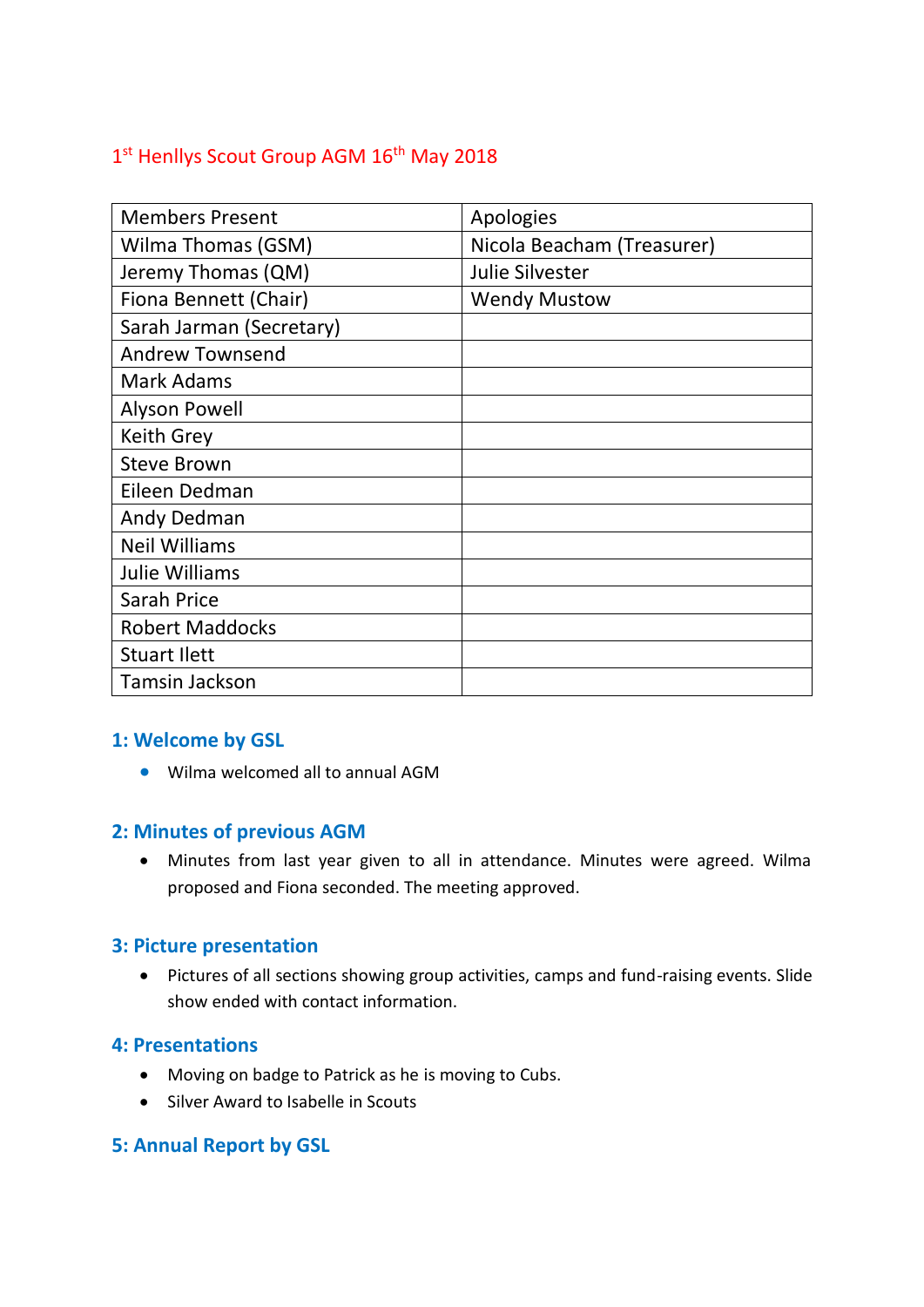# 1st Henllys Scout Group AGM 16th May 2018

| Members Present | Apologies |
|---|---|
| Wilma Thomas (GSM) | Nicola Beacham (Treasurer) |
| Jeremy Thomas (QM) | Julie Silvester |
| Fiona Bennett (Chair) | Wendy Mustow |
| Sarah Jarman (Secretary) | |
| Andrew Townsend | |
| Mark Adams | |
| Alyson Powell | |
| Keith Grey | |
| Steve Brown | |
| Eileen Dedman | |
| Andy Dedman | |
| Neil Williams | |
| Julie Williams | |
| Sarah Price | |
| Robert Maddocks | |
| Stuart Ilett | |
| Tamsin Jackson | |

## 1: Welcome by GSL

- Wilma welcomed all to annual AGM

## 2: Minutes of previous AGM

- Minutes from last year given to all in attendance. Minutes were agreed. Wilma proposed and Fiona seconded. The meeting approved.

## 3: Picture presentation

- Pictures of all sections showing group activities, camps and fund-raising events. Slide show ended with contact information.

## 4: Presentations

- Moving on badge to Patrick as he is moving to Cubs.
- Silver Award to Isabelle in Scouts

## 5: Annual Report by GSL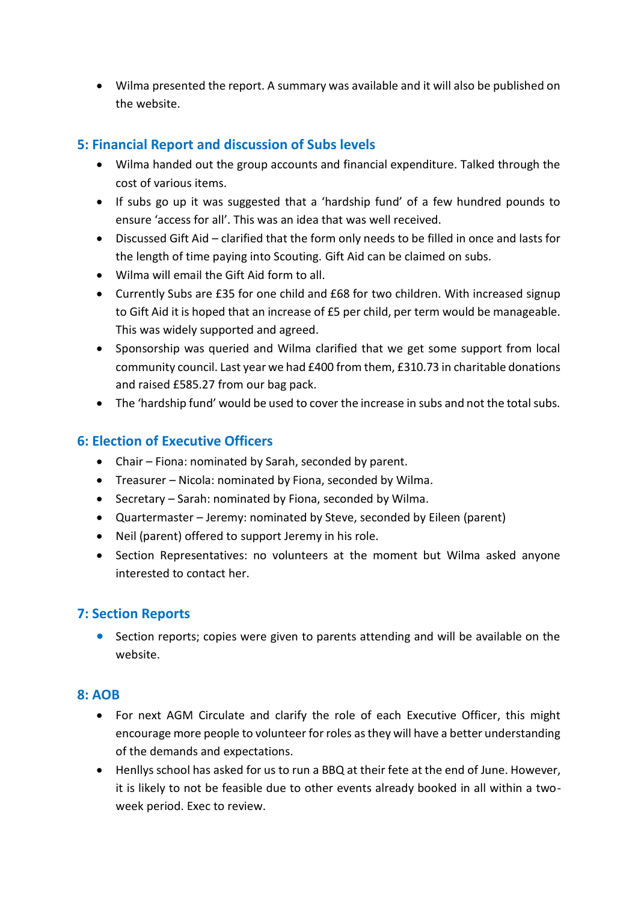- Wilma presented the report. A summary was available and it will also be published on the website.

## 5: Financial Report and discussion of Subs levels

- Wilma handed out the group accounts and financial expenditure. Talked through the cost of various items.
- If subs go up it was suggested that a 'hardship fund' of a few hundred pounds to ensure 'access for all'. This was an idea that was well received.
- Discussed Gift Aid – clarified that the form only needs to be filled in once and lasts for the length of time paying into Scouting. Gift Aid can be claimed on subs.
- Wilma will email the Gift Aid form to all.
- Currently Subs are £35 for one child and £68 for two children. With increased signup to Gift Aid it is hoped that an increase of £5 per child, per term would be manageable. This was widely supported and agreed.
- Sponsorship was queried and Wilma clarified that we get some support from local community council. Last year we had £400 from them, £310.73 in charitable donations and raised £585.27 from our bag pack.
- The 'hardship fund' would be used to cover the increase in subs and not the total subs.

## 6: Election of Executive Officers

- Chair – Fiona: nominated by Sarah, seconded by parent.
- Treasurer – Nicola: nominated by Fiona, seconded by Wilma.
- Secretary – Sarah: nominated by Fiona, seconded by Wilma.
- Quartermaster – Jeremy: nominated by Steve, seconded by Eileen (parent)
- Neil (parent) offered to support Jeremy in his role.
- Section Representatives: no volunteers at the moment but Wilma asked anyone interested to contact her.

## 7: Section Reports

- Section reports; copies were given to parents attending and will be available on the website.

## 8: AOB

- For next AGM Circulate and clarify the role of each Executive Officer, this might encourage more people to volunteer for roles as they will have a better understanding of the demands and expectations.
- Henllys school has asked for us to run a BBQ at their fete at the end of June. However, it is likely to not be feasible due to other events already booked in all within a two-week period. Exec to review.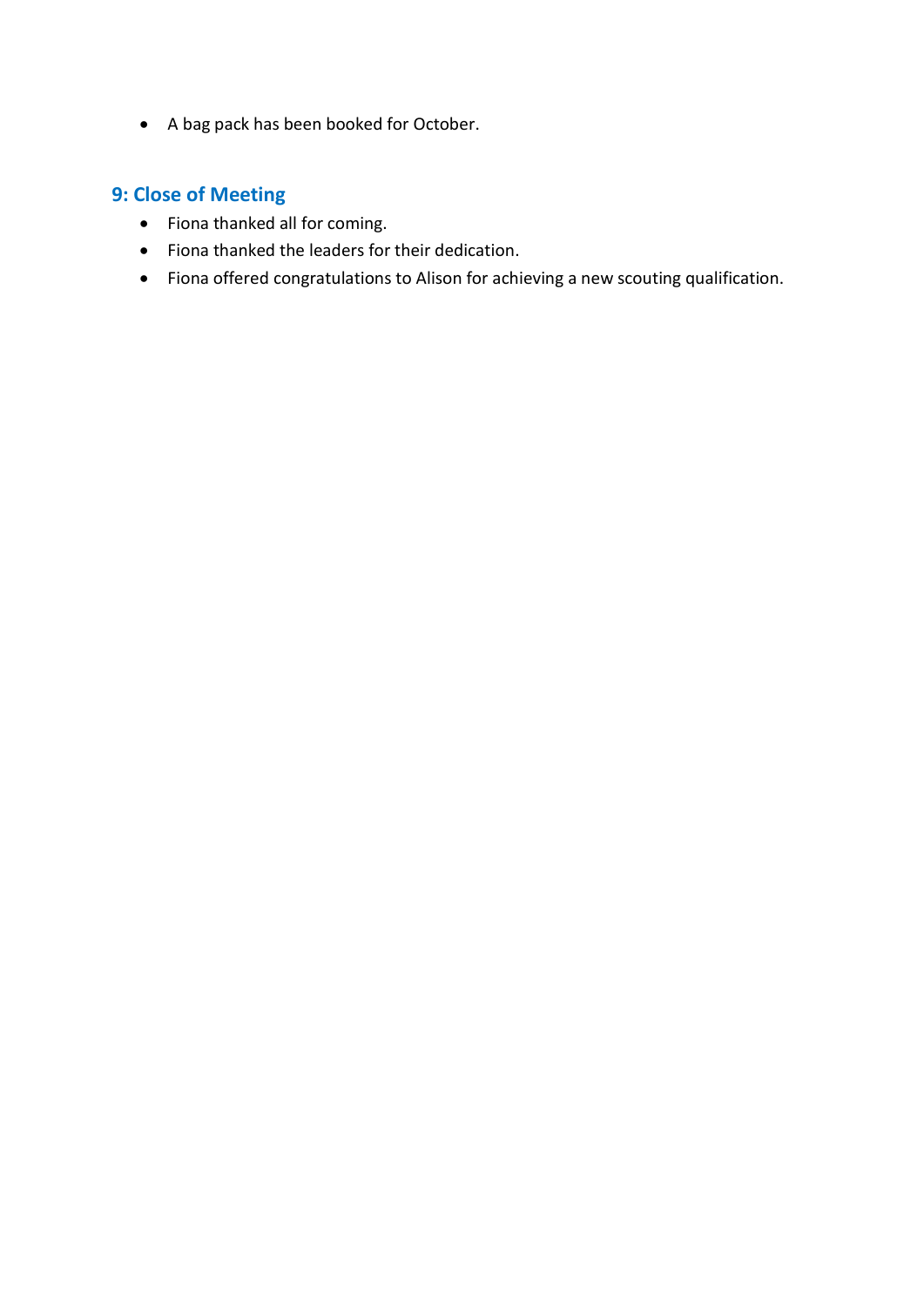- A bag pack has been booked for October.

## 9: Close of Meeting

- Fiona thanked all for coming.
- Fiona thanked the leaders for their dedication.
- Fiona offered congratulations to Alison for achieving a new scouting qualification.